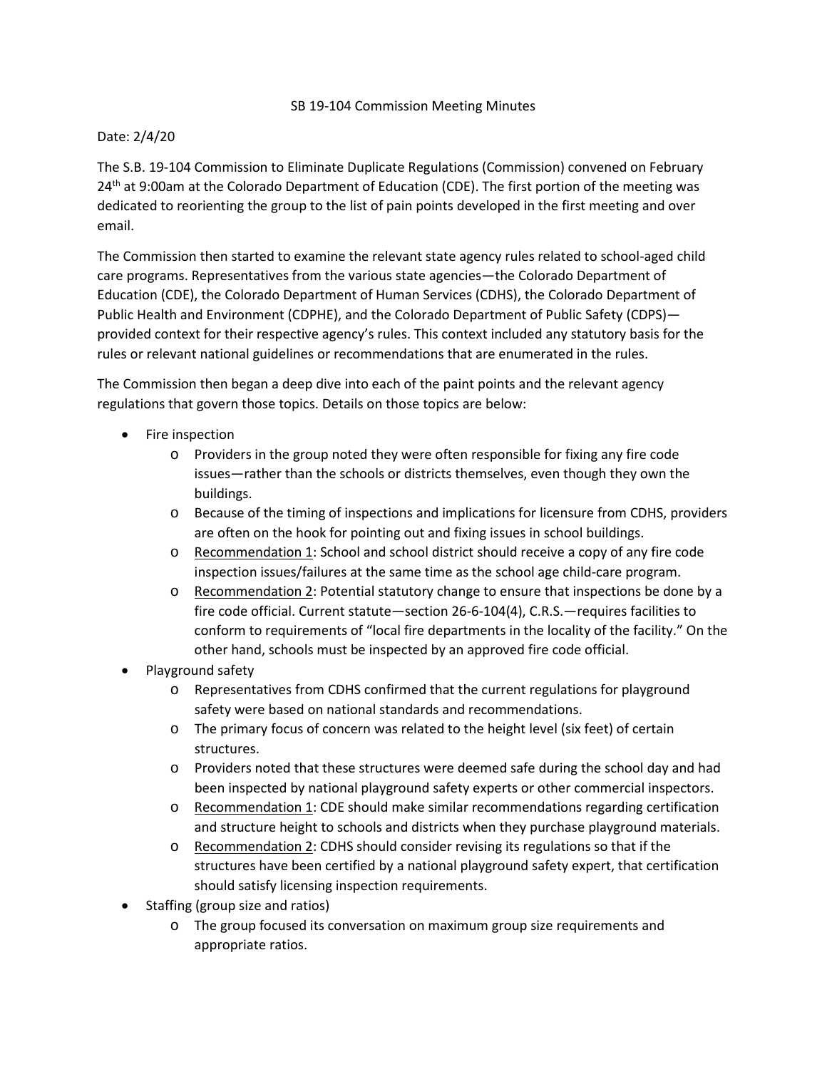SB 19-104 Commission Meeting Minutes

Date: 2/4/20

The S.B. 19-104 Commission to Eliminate Duplicate Regulations (Commission) convened on February 24th at 9:00am at the Colorado Department of Education (CDE). The first portion of the meeting was dedicated to reorienting the group to the list of pain points developed in the first meeting and over email.

The Commission then started to examine the relevant state agency rules related to school-aged child care programs. Representatives from the various state agencies—the Colorado Department of Education (CDE), the Colorado Department of Human Services (CDHS), the Colorado Department of Public Health and Environment (CDPHE), and the Colorado Department of Public Safety (CDPS)—provided context for their respective agency's rules. This context included any statutory basis for the rules or relevant national guidelines or recommendations that are enumerated in the rules.

The Commission then began a deep dive into each of the paint points and the relevant agency regulations that govern those topics. Details on those topics are below:

- Fire inspection
  - Providers in the group noted they were often responsible for fixing any fire code issues—rather than the schools or districts themselves, even though they own the buildings.
  - Because of the timing of inspections and implications for licensure from CDHS, providers are often on the hook for pointing out and fixing issues in school buildings.
  - <u>Recommendation 1</u>: School and school district should receive a copy of any fire code inspection issues/failures at the same time as the school age child-care program.
  - <u>Recommendation 2</u>: Potential statutory change to ensure that inspections be done by a fire code official. Current statute—section 26-6-104(4), C.R.S.—requires facilities to conform to requirements of "local fire departments in the locality of the facility." On the other hand, schools must be inspected by an approved fire code official.
- Playground safety
  - Representatives from CDHS confirmed that the current regulations for playground safety were based on national standards and recommendations.
  - The primary focus of concern was related to the height level (six feet) of certain structures.
  - Providers noted that these structures were deemed safe during the school day and had been inspected by national playground safety experts or other commercial inspectors.
  - <u>Recommendation 1</u>: CDE should make similar recommendations regarding certification and structure height to schools and districts when they purchase playground materials.
  - <u>Recommendation 2</u>: CDHS should consider revising its regulations so that if the structures have been certified by a national playground safety expert, that certification should satisfy licensing inspection requirements.
- Staffing (group size and ratios)
  - The group focused its conversation on maximum group size requirements and appropriate ratios.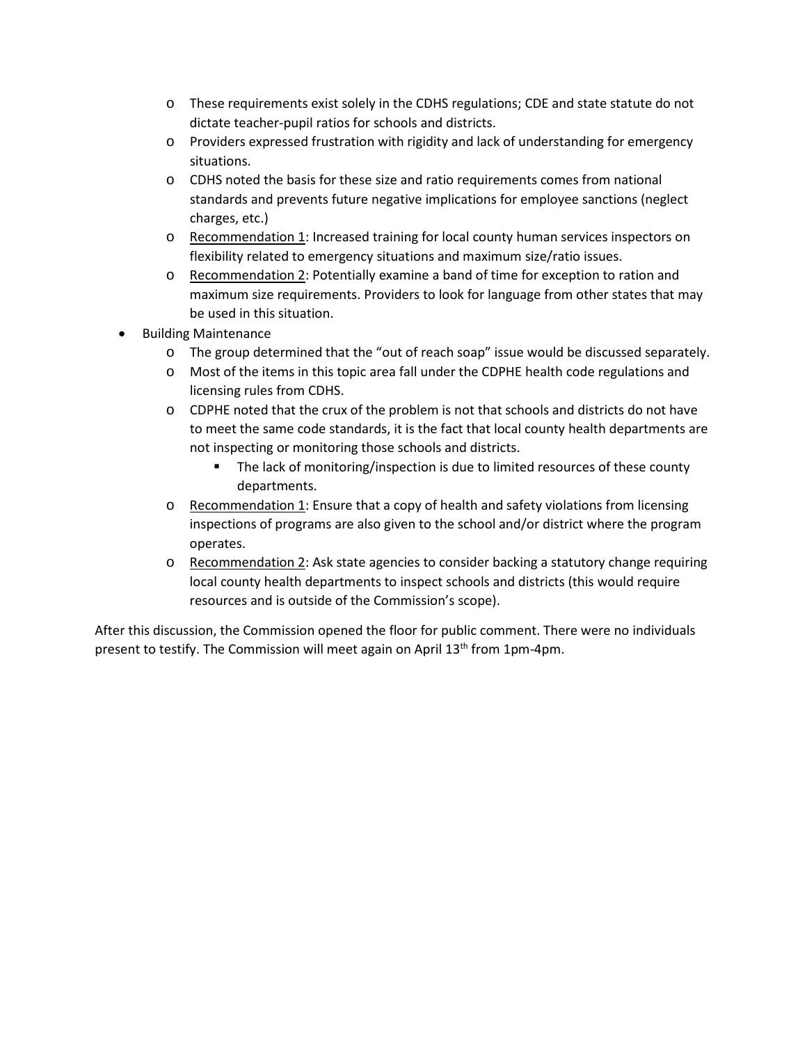- These requirements exist solely in the CDHS regulations; CDE and state statute do not dictate teacher-pupil ratios for schools and districts.
    - Providers expressed frustration with rigidity and lack of understanding for emergency situations.
    - CDHS noted the basis for these size and ratio requirements comes from national standards and prevents future negative implications for employee sanctions (neglect charges, etc.)
    - <u>Recommendation 1</u>: Increased training for local county human services inspectors on flexibility related to emergency situations and maximum size/ratio issues.
    - <u>Recommendation 2</u>: Potentially examine a band of time for exception to ration and maximum size requirements. Providers to look for language from other states that may be used in this situation.
- Building Maintenance
    - The group determined that the "out of reach soap" issue would be discussed separately.
    - Most of the items in this topic area fall under the CDPHE health code regulations and licensing rules from CDHS.
    - CDPHE noted that the crux of the problem is not that schools and districts do not have to meet the same code standards, it is the fact that local county health departments are not inspecting or monitoring those schools and districts.
        - The lack of monitoring/inspection is due to limited resources of these county departments.
    - <u>Recommendation 1</u>: Ensure that a copy of health and safety violations from licensing inspections of programs are also given to the school and/or district where the program operates.
    - <u>Recommendation 2</u>: Ask state agencies to consider backing a statutory change requiring local county health departments to inspect schools and districts (this would require resources and is outside of the Commission's scope).

After this discussion, the Commission opened the floor for public comment. There were no individuals present to testify. The Commission will meet again on April 13th from 1pm-4pm.